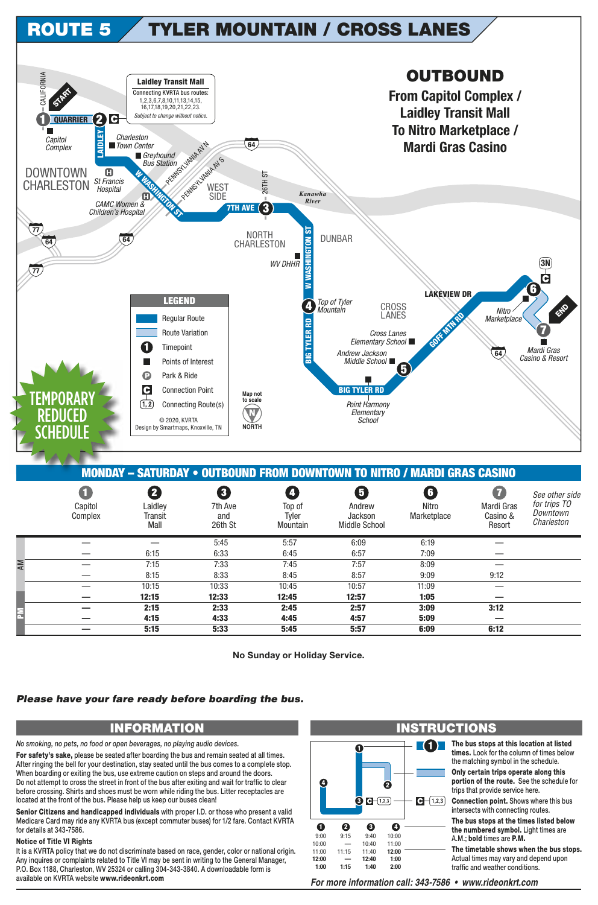# ROUTE 5 TYLER MOUNTAIN / CROSS LANES

## OUTBOUND

**From Capitol Complex / Laidley Transit Mall To Nitro Marketplace / Mardi Gras Casino**

START — 1 QUARRIER — 2 C — LAIDLEY — W WASHINGTON ST — 7TH AVE 3 — W WASHINGTON ST — 4 — BIG TYLER RD — 5 — BIG TYLER RD — GOFF MTN RD — LAKEVIEW DR — 6 — 7 — END

**Laidley Transit Mall**
Connecting KVRTA bus routes: 1,2,3,6,7,8,10,11,13,14,15, 16,17,18,19,20,21,22,23.
*Subject to change without notice.*

Map labels: CALIFORNIA, Capitol Complex, Charleston Town Center, Greyhound Bus Station, DOWNTOWN CHARLESTON, St Francis Hospital, CAMC Women & Children's Hospital, PENNSYLVANIA AV N, PENNSYLVANIA AV S, WEST SIDE, 26TH ST, Kanawha River, NORTH CHARLESTON, DUNBAR, WV DHHR, Top of Tyler Mountain, CROSS LANES, Cross Lanes Elementary School, Andrew Jackson Middle School, Point Harmony Elementary School, Nitro Marketplace, Mardi Gras Casino & Resort, 3N, 64, 77

**LEGEND**
- Regular Route
- Route Variation
- Timepoint
- Points of Interest
- Park & Ride
- Connection Point
- Connecting Route(s)

Map not to scale

NORTH

© 2020, KVRTA
Design by Smartmaps, Knoxville, TN

TEMPORARY REDUCED SCHEDULE

## MONDAY – SATURDAY • OUTBOUND FROM DOWNTOWN TO NITRO / MARDI GRAS CASINO

| | 1 Capitol Complex | 2 Laidley Transit Mall | 3 7th Ave and 26th St | 4 Top of Tyler Mountain | 5 Andrew Jackson Middle School | 6 Nitro Marketplace | 7 Mardi Gras Casino & Resort |
|---|---|---|---|---|---|---|---|
| AM | — | — | 5:45 | 5:57 | 6:09 | 6:19 | — |
| AM | — | 6:15 | 6:33 | 6:45 | 6:57 | 7:09 | — |
| AM | — | 7:15 | 7:33 | 7:45 | 7:57 | 8:09 | — |
| AM | — | 8:15 | 8:33 | 8:45 | 8:57 | 9:09 | 9:12 |
| AM | — | 10:15 | 10:33 | 10:45 | 10:57 | 11:09 | — |
| PM | **—** | **12:15** | **12:33** | **12:45** | **12:57** | **1:05** | **—** |
| PM | **—** | **2:15** | **2:33** | **2:45** | **2:57** | **3:09** | **3:12** |
| PM | **—** | **4:15** | **4:33** | **4:45** | **4:57** | **5:09** | **—** |
| PM | **—** | **5:15** | **5:33** | **5:45** | **5:57** | **6:09** | **6:12** |

*See other side for trips TO Downtown Charleston*

**No Sunday or Holiday Service.**

***Please have your fare ready before boarding the bus.***

## INFORMATION

*No smoking, no pets, no food or open beverages, no playing audio devices.*

**For safety's sake,** please be seated after boarding the bus and remain seated at all times. After ringing the bell for your destination, stay seated until the bus comes to a complete stop. When boarding or exiting the bus, use extreme caution on steps and around the doors. Do not attempt to cross the street in front of the bus after exiting and wait for traffic to clear before crossing. Shirts and shoes must be worn while riding the bus. Litter receptacles are located at the front of the bus. Please help us keep our buses clean!

**Senior Citizens and handicapped individuals** with proper I.D. or those who present a valid Medicare Card may ride any KVRTA bus (except commuter buses) for 1/2 fare. Contact KVRTA for details at 343-7586.

**Notice of Title VI Rights**

It is a KVRTA policy that we do not discriminate based on race, gender, color or national origin. Any inquires or complaints related to Title VI may be sent in writing to the General Manager, P.O. Box 1188, Charleston, WV 25324 or calling 304-343-3840. A downloadable form is available on KVRTA website **www.rideonkrt.com**

## INSTRUCTIONS

| 1 | 2 | 3 | 4 |
|---|---|---|---|
| 9:00 | 9:15 | 9:40 | 10:00 |
| 10:00 | — | 10:40 | 11:00 |
| 11:00 | 11:15 | 11:40 | 12:00 |
| **12:00** | **—** | **12:40** | **1:00** |
| **1:00** | **1:15** | **1:40** | **2:00** |

**The bus stops at this location at listed times.** Look for the column of times below the matching symbol in the schedule.

**Only certain trips operate along this portion of the route.** See the schedule for trips that provide service here.

**Connection point.** Shows where this bus intersects with connecting routes.

**The bus stops at the times listed below the numbered symbol.** Light times are A.M.; **bold** times are **P.M.**

**The timetable shows when the bus stops.** Actual times may vary and depend upon traffic and weather conditions.

***For more information call: 343-7586 • www.rideonkrt.com***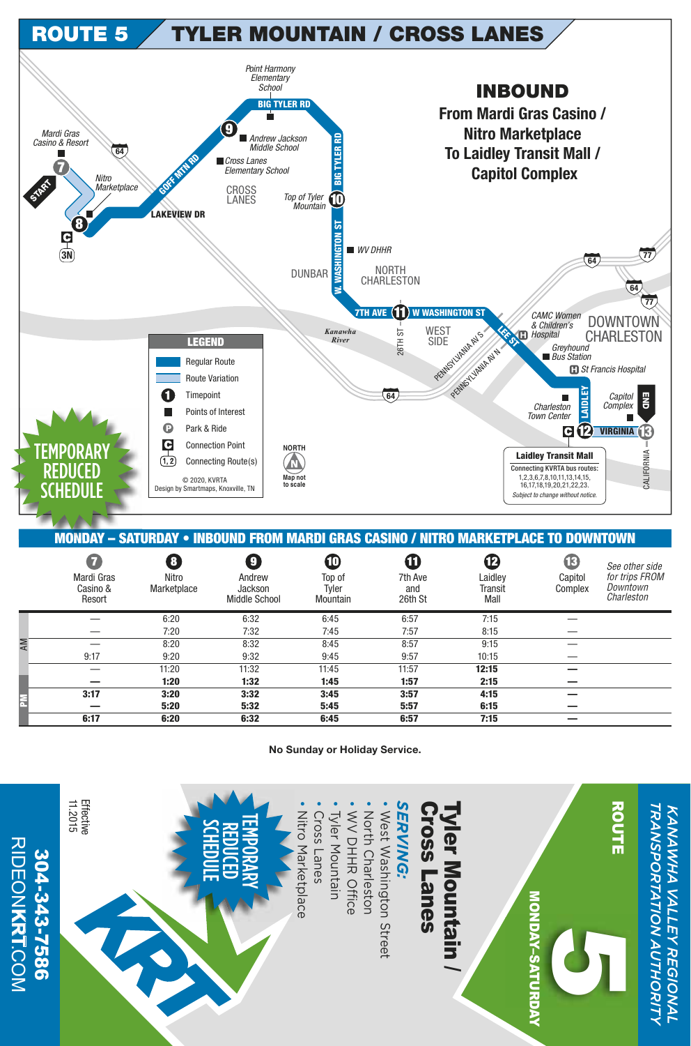# ROUTE 5 TYLER MOUNTAIN / CROSS LANES

## INBOUND

From Mardi Gras Casino / Nitro Marketplace To Laidley Transit Mall / Capitol Complex

Point Harmony Elementary School

BIG TYLER RD

Mardi Gras Casino & Resort

Andrew Jackson Middle School

Cross Lanes Elementary School

Nitro Marketplace

GOFF MTN RD

CROSS LANES

Top of Tyler Mountain

START

LAKEVIEW DR

3N

W. WASHINGTON ST

WV DHHR

DUNBAR

NORTH CHARLESTON

7TH AVE

W WASHINGTON ST

Kanawha River

26TH ST

WEST SIDE

LEE ST

PENNSYLVANIA AV S

PENNSYLVANIA AV N

CAMC Women & Children's Hospital

DOWNTOWN CHARLESTON

Greyhound Bus Station

St Francis Hospital

LAIDLEY

Charleston Town Center

Capitol Complex

END

VIRGINIA

CALIFORNIA

**LEGEND**

- Regular Route
- Route Variation
- Timepoint
- Points of Interest
- Park & Ride
- Connection Point
- Connecting Route(s)

© 2020, KVRTA

Design by Smartmaps, Knoxville, TN

NORTH

Map not to scale

**Laidley Transit Mall**

Connecting KVRTA bus routes: 1,2,3,6,7,8,10,11,13,14,15, 16,17,18,19,20,21,22,23.

*Subject to change without notice.*

TEMPORARY REDUCED SCHEDULE

## MONDAY – SATURDAY • INBOUND FROM MARDI GRAS CASINO / NITRO MARKETPLACE TO DOWNTOWN

| | 7 Mardi Gras Casino & Resort | 8 Nitro Marketplace | 9 Andrew Jackson Middle School | 10 Top of Tyler Mountain | 11 7th Ave and 26th St | 12 Laidley Transit Mall | 13 Capitol Complex |
|---|---|---|---|---|---|---|---|
| AM | — | 6:20 | 6:32 | 6:45 | 6:57 | 7:15 | — |
| AM | — | 7:20 | 7:32 | 7:45 | 7:57 | 8:15 | — |
| AM | — | 8:20 | 8:32 | 8:45 | 8:57 | 9:15 | — |
| AM | 9:17 | 9:20 | 9:32 | 9:45 | 9:57 | 10:15 | — |
| AM | — | 11:20 | 11:32 | 11:45 | 11:57 | **12:15** | — |
| PM | **—** | **1:20** | **1:32** | **1:45** | **1:57** | **2:15** | **—** |
| PM | **3:17** | **3:20** | **3:32** | **3:45** | **3:57** | **4:15** | **—** |
| PM | **—** | **5:20** | **5:32** | **5:45** | **5:57** | **6:15** | **—** |
| PM | **6:17** | **6:20** | **6:32** | **6:45** | **6:57** | **7:15** | **—** |

*See other side for trips FROM Downtown Charleston*

**No Sunday or Holiday Service.**

*KANAWHA VALLEY REGIONAL TRANSPORTATION AUTHORITY*

**ROUTE 5**

**MONDAY–SATURDAY**

# Tyler Mountain / Cross Lanes

***SERVING:***

- West Washington Street
- North Charleston
- WV DHHR Office
- Tyler Mountain
- Cross Lanes
- Nitro Marketplace

TEMPORARY REDUCED SCHEDULE

Effective 11.2015

KRT

**304-343-7586**

RIDEON**KRT**.COM